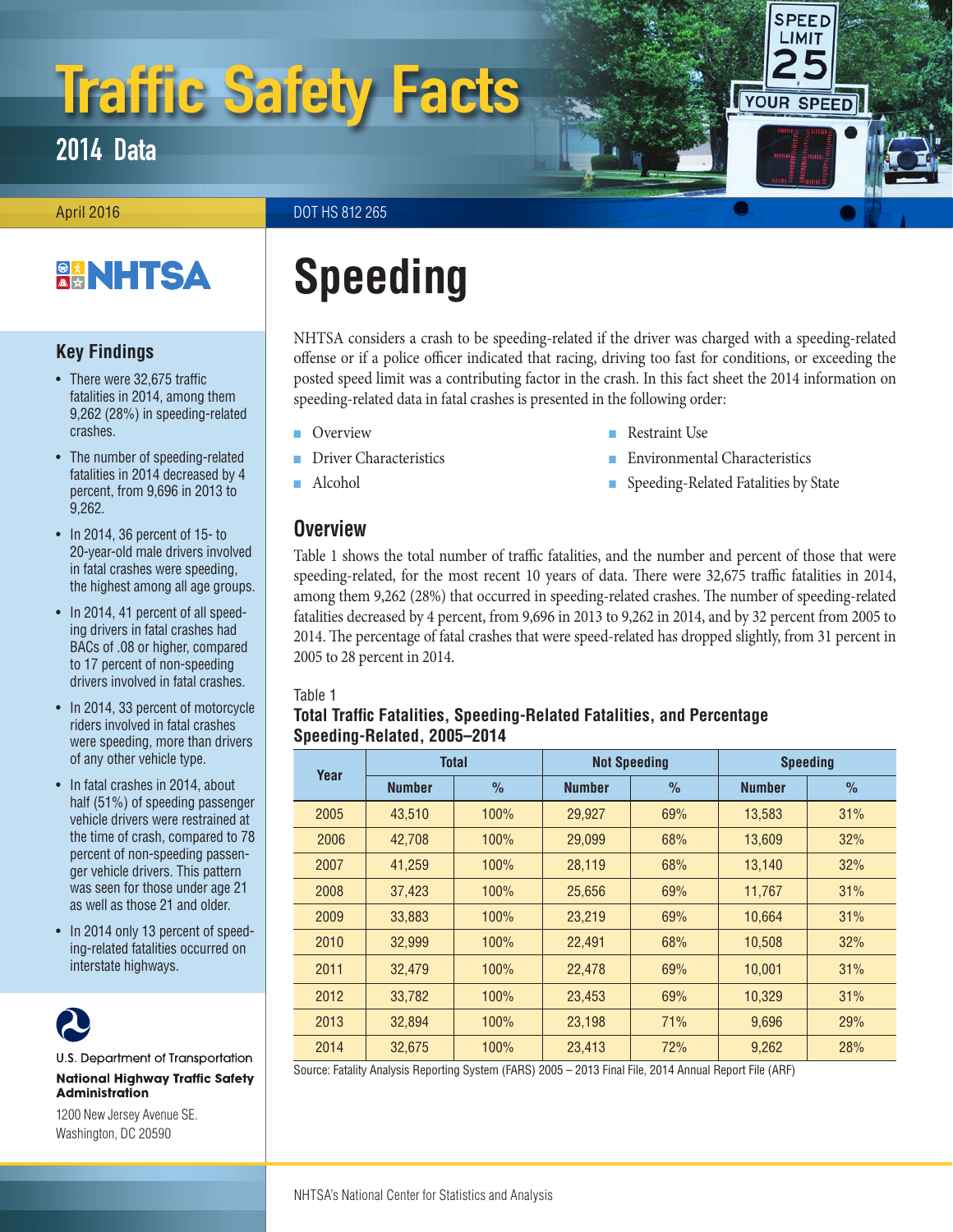# Traffic Safety Facts

## 2014 Data

April 2016

DOT HS 812 265

NHTSA

### Key Findings

- There were 32,675 traffic fatalities in 2014, among them 9,262 (28%) in speeding-related crashes.
- The number of speeding-related fatalities in 2014 decreased by 4 percent, from 9,696 in 2013 to 9,262.
- In 2014, 36 percent of 15- to 20-year-old male drivers involved in fatal crashes were speeding, the highest among all age groups.
- In 2014, 41 percent of all speeding drivers in fatal crashes had BACs of .08 or higher, compared to 17 percent of non-speeding drivers involved in fatal crashes.
- In 2014, 33 percent of motorcycle riders involved in fatal crashes were speeding, more than drivers of any other vehicle type.
- In fatal crashes in 2014, about half (51%) of speeding passenger vehicle drivers were restrained at the time of crash, compared to 78 percent of non-speeding passenger vehicle drivers. This pattern was seen for those under age 21 as well as those 21 and older.
- In 2014 only 13 percent of speeding-related fatalities occurred on interstate highways.

U.S. Department of Transportation

**National Highway Traffic Safety Administration**

1200 New Jersey Avenue SE.
Washington, DC 20590

# Speeding

NHTSA considers a crash to be speeding-related if the driver was charged with a speeding-related offense or if a police officer indicated that racing, driving too fast for conditions, or exceeding the posted speed limit was a contributing factor in the crash. In this fact sheet the 2014 information on speeding-related data in fatal crashes is presented in the following order:

- Overview
- Driver Characteristics
- Alcohol
- Restraint Use
- Environmental Characteristics
- Speeding-Related Fatalities by State

## Overview

Table 1 shows the total number of traffic fatalities, and the number and percent of those that were speeding-related, for the most recent 10 years of data. There were 32,675 traffic fatalities in 2014, among them 9,262 (28%) that occurred in speeding-related crashes. The number of speeding-related fatalities decreased by 4 percent, from 9,696 in 2013 to 9,262 in 2014, and by 32 percent from 2005 to 2014. The percentage of fatal crashes that were speed-related has dropped slightly, from 31 percent in 2005 to 28 percent in 2014.

Table 1
**Total Traffic Fatalities, Speeding-Related Fatalities, and Percentage Speeding-Related, 2005–2014**

| Year | Total | | Not Speeding | | Speeding | |
|---|---|---|---|---|---|---|
| | Number | % | Number | % | Number | % |
| 2005 | 43,510 | 100% | 29,927 | 69% | 13,583 | 31% |
| 2006 | 42,708 | 100% | 29,099 | 68% | 13,609 | 32% |
| 2007 | 41,259 | 100% | 28,119 | 68% | 13,140 | 32% |
| 2008 | 37,423 | 100% | 25,656 | 69% | 11,767 | 31% |
| 2009 | 33,883 | 100% | 23,219 | 69% | 10,664 | 31% |
| 2010 | 32,999 | 100% | 22,491 | 68% | 10,508 | 32% |
| 2011 | 32,479 | 100% | 22,478 | 69% | 10,001 | 31% |
| 2012 | 33,782 | 100% | 23,453 | 69% | 10,329 | 31% |
| 2013 | 32,894 | 100% | 23,198 | 71% | 9,696 | 29% |
| 2014 | 32,675 | 100% | 23,413 | 72% | 9,262 | 28% |

Source: Fatality Analysis Reporting System (FARS) 2005 – 2013 Final File, 2014 Annual Report File (ARF)

NHTSA's National Center for Statistics and Analysis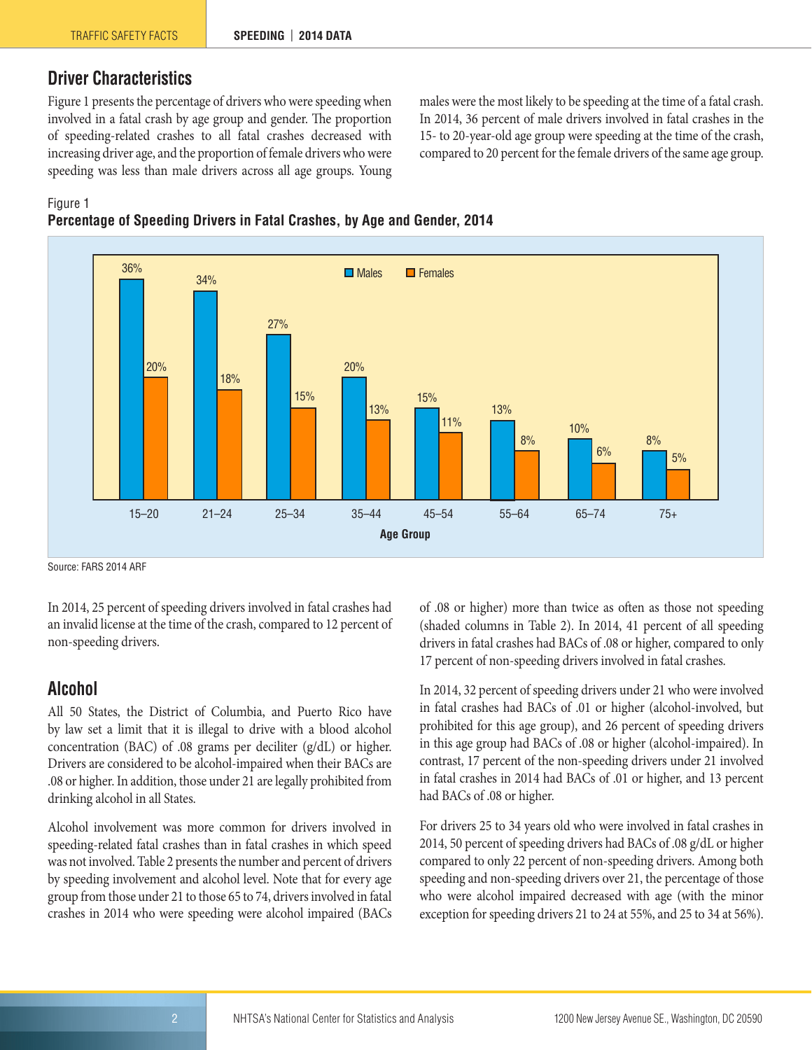## Driver Characteristics

Figure 1 presents the percentage of drivers who were speeding when involved in a fatal crash by age group and gender. The proportion of speeding-related crashes to all fatal crashes decreased with increasing driver age, and the proportion of female drivers who were speeding was less than male drivers across all age groups. Young males were the most likely to be speeding at the time of a fatal crash. In 2014, 36 percent of male drivers involved in fatal crashes in the 15- to 20-year-old age group were speeding at the time of the crash, compared to 20 percent for the female drivers of the same age group.

Figure 1
**Percentage of Speeding Drivers in Fatal Crashes, by Age and Gender, 2014**

| Age Group | Males | Females |
|---|---|---|
| 15–20 | 36% | 20% |
| 21–24 | 34% | 18% |
| 25–34 | 27% | 15% |
| 35–44 | 20% | 13% |
| 45–54 | 15% | 11% |
| 55–64 | 13% | 8% |
| 65–74 | 10% | 6% |
| 75+ | 8% | 5% |

Source: FARS 2014 ARF

In 2014, 25 percent of speeding drivers involved in fatal crashes had an invalid license at the time of the crash, compared to 12 percent of non-speeding drivers.

## Alcohol

All 50 States, the District of Columbia, and Puerto Rico have by law set a limit that it is illegal to drive with a blood alcohol concentration (BAC) of .08 grams per deciliter (g/dL) or higher. Drivers are considered to be alcohol-impaired when their BACs are .08 or higher. In addition, those under 21 are legally prohibited from drinking alcohol in all States.

Alcohol involvement was more common for drivers involved in speeding-related fatal crashes than in fatal crashes in which speed was not involved. Table 2 presents the number and percent of drivers by speeding involvement and alcohol level. Note that for every age group from those under 21 to those 65 to 74, drivers involved in fatal crashes in 2014 who were speeding were alcohol impaired (BACs of .08 or higher) more than twice as often as those not speeding (shaded columns in Table 2). In 2014, 41 percent of all speeding drivers in fatal crashes had BACs of .08 or higher, compared to only 17 percent of non-speeding drivers involved in fatal crashes.

In 2014, 32 percent of speeding drivers under 21 who were involved in fatal crashes had BACs of .01 or higher (alcohol-involved, but prohibited for this age group), and 26 percent of speeding drivers in this age group had BACs of .08 or higher (alcohol-impaired). In contrast, 17 percent of the non-speeding drivers under 21 involved in fatal crashes in 2014 had BACs of .01 or higher, and 13 percent had BACs of .08 or higher.

For drivers 25 to 34 years old who were involved in fatal crashes in 2014, 50 percent of speeding drivers had BACs of .08 g/dL or higher compared to only 22 percent of non-speeding drivers. Among both speeding and non-speeding drivers over 21, the percentage of those who were alcohol impaired decreased with age (with the minor exception for speeding drivers 21 to 24 at 55%, and 25 to 34 at 56%).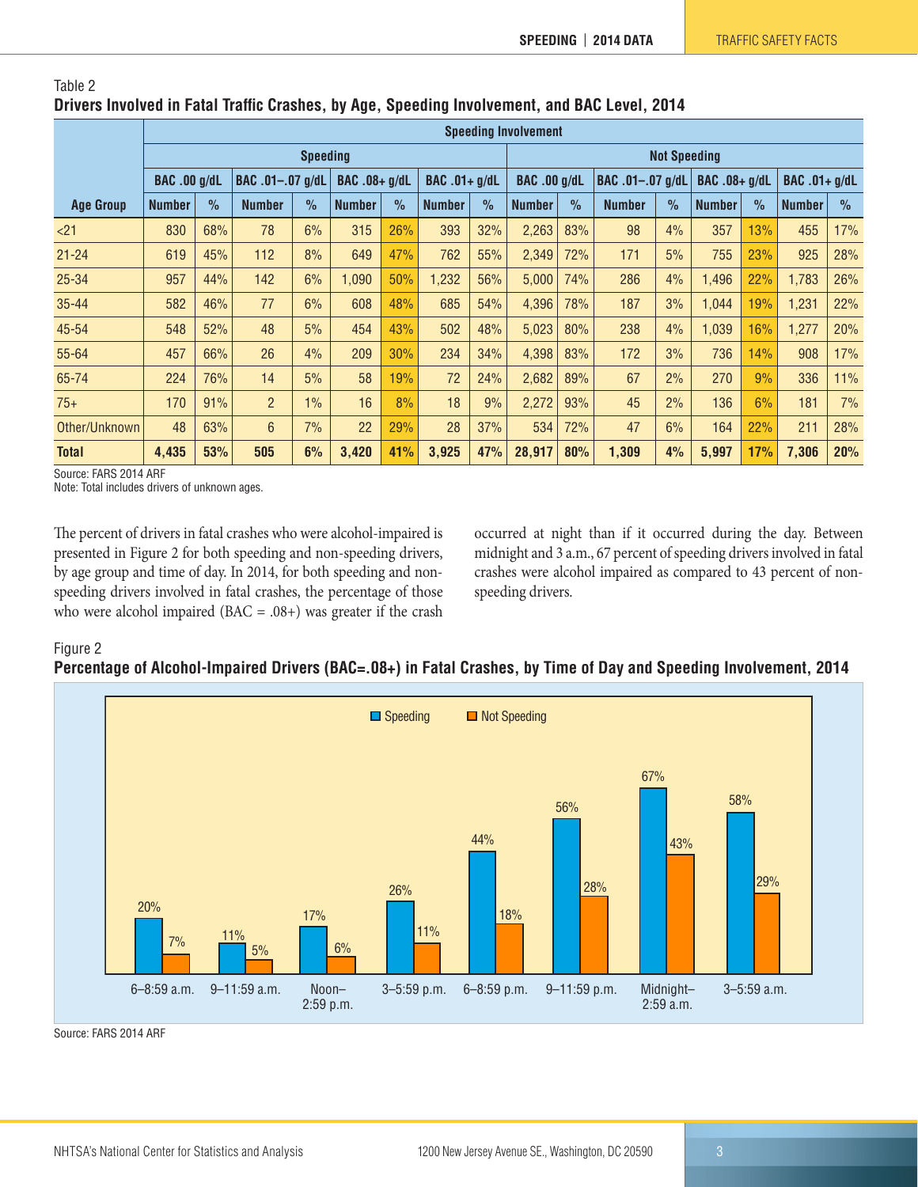Table 2

**Drivers Involved in Fatal Traffic Crashes, by Age, Speeding Involvement, and BAC Level, 2014**

| Age Group | Speeding Involvement | | | | | | | | | | | | | | | |
|---|---|---|---|---|---|---|---|---|---|---|---|---|---|---|---|---|
| | Speeding | | | | | | | | Not Speeding | | | | | | | |
| | BAC .00 g/dL | | BAC .01–.07 g/dL | | BAC .08+ g/dL | | BAC .01+ g/dL | | BAC .00 g/dL | | BAC .01–.07 g/dL | | BAC .08+ g/dL | | BAC .01+ g/dL | |
| | Number | % | Number | % | Number | % | Number | % | Number | % | Number | % | Number | % | Number | % |
| <21 | 830 | 68% | 78 | 6% | 315 | 26% | 393 | 32% | 2,263 | 83% | 98 | 4% | 357 | 13% | 455 | 17% |
| 21-24 | 619 | 45% | 112 | 8% | 649 | 47% | 762 | 55% | 2,349 | 72% | 171 | 5% | 755 | 23% | 925 | 28% |
| 25-34 | 957 | 44% | 142 | 6% | 1,090 | 50% | 1,232 | 56% | 5,000 | 74% | 286 | 4% | 1,496 | 22% | 1,783 | 26% |
| 35-44 | 582 | 46% | 77 | 6% | 608 | 48% | 685 | 54% | 4,396 | 78% | 187 | 3% | 1,044 | 19% | 1,231 | 22% |
| 45-54 | 548 | 52% | 48 | 5% | 454 | 43% | 502 | 48% | 5,023 | 80% | 238 | 4% | 1,039 | 16% | 1,277 | 20% |
| 55-64 | 457 | 66% | 26 | 4% | 209 | 30% | 234 | 34% | 4,398 | 83% | 172 | 3% | 736 | 14% | 908 | 17% |
| 65-74 | 224 | 76% | 14 | 5% | 58 | 19% | 72 | 24% | 2,682 | 89% | 67 | 2% | 270 | 9% | 336 | 11% |
| 75+ | 170 | 91% | 2 | 1% | 16 | 8% | 18 | 9% | 2,272 | 93% | 45 | 2% | 136 | 6% | 181 | 7% |
| Other/Unknown | 48 | 63% | 6 | 7% | 22 | 29% | 28 | 37% | 534 | 72% | 47 | 6% | 164 | 22% | 211 | 28% |
| **Total** | **4,435** | **53%** | **505** | **6%** | **3,420** | **41%** | **3,925** | **47%** | **28,917** | **80%** | **1,309** | **4%** | **5,997** | **17%** | **7,306** | **20%** |

Source: FARS 2014 ARF

Note: Total includes drivers of unknown ages.

The percent of drivers in fatal crashes who were alcohol-impaired is presented in Figure 2 for both speeding and non-speeding drivers, by age group and time of day. In 2014, for both speeding and non-speeding drivers involved in fatal crashes, the percentage of those who were alcohol impaired (BAC = .08+) was greater if the crash occurred at night than if it occurred during the day. Between midnight and 3 a.m., 67 percent of speeding drivers involved in fatal crashes were alcohol impaired as compared to 43 percent of non-speeding drivers.

Figure 2

**Percentage of Alcohol-Impaired Drivers (BAC=.08+) in Fatal Crashes, by Time of Day and Speeding Involvement, 2014**

| Time of Day | Speeding | Not Speeding |
|---|---|---|
| 6–8:59 a.m. | 20% | 7% |
| 9–11:59 a.m. | 11% | 5% |
| Noon–2:59 p.m. | 17% | 6% |
| 3–5:59 p.m. | 26% | 11% |
| 6–8:59 p.m. | 44% | 18% |
| 9–11:59 p.m. | 56% | 28% |
| Midnight–2:59 a.m. | 67% | 43% |
| 3–5:59 a.m. | 58% | 29% |

Source: FARS 2014 ARF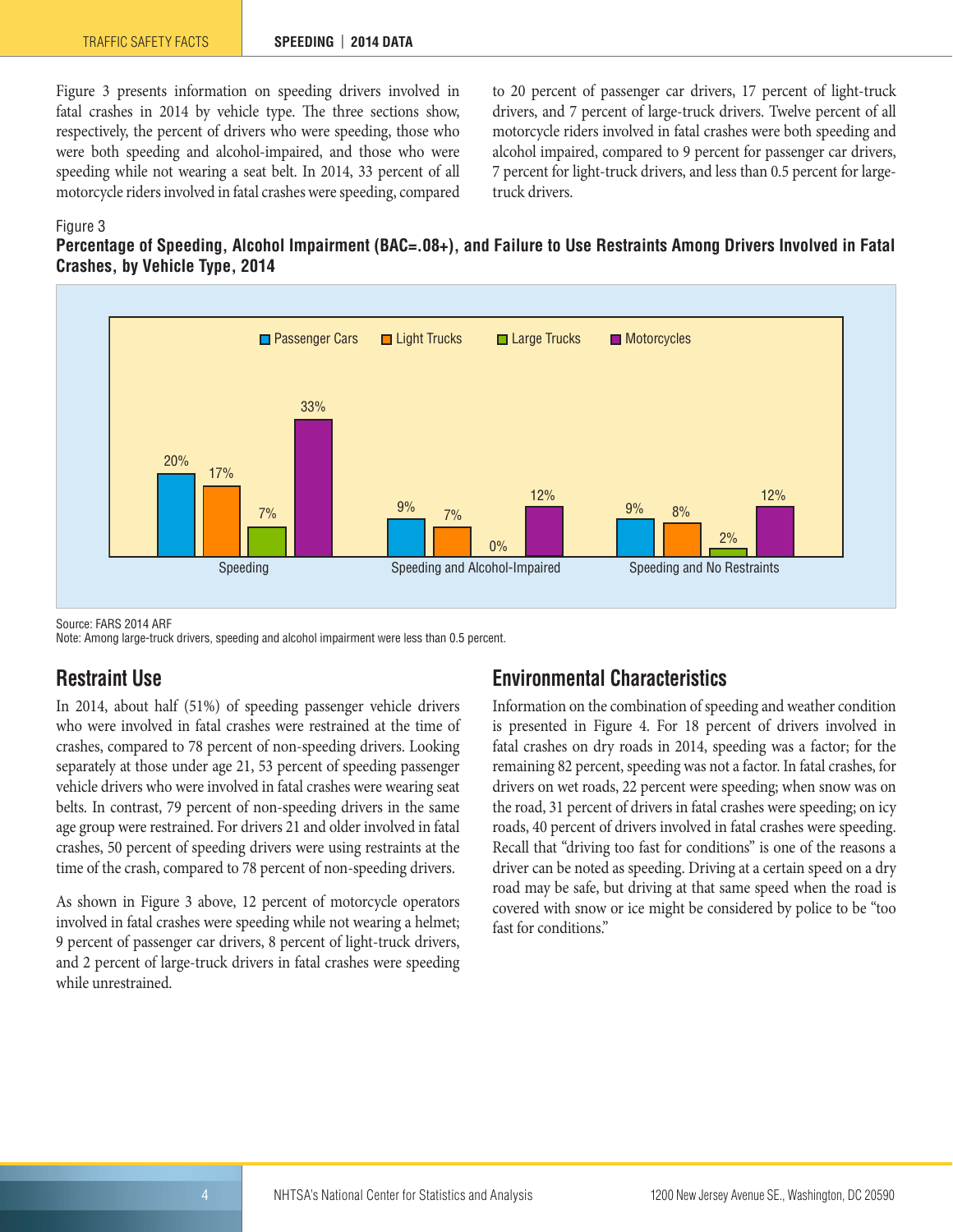Figure 3 presents information on speeding drivers involved in fatal crashes in 2014 by vehicle type. The three sections show, respectively, the percent of drivers who were speeding, those who were both speeding and alcohol-impaired, and those who were speeding while not wearing a seat belt. In 2014, 33 percent of all motorcycle riders involved in fatal crashes were speeding, compared to 20 percent of passenger car drivers, 17 percent of light-truck drivers, and 7 percent of large-truck drivers. Twelve percent of all motorcycle riders involved in fatal crashes were both speeding and alcohol impaired, compared to 9 percent for passenger car drivers, 7 percent for light-truck drivers, and less than 0.5 percent for large-truck drivers.

Figure 3

**Percentage of Speeding, Alcohol Impairment (BAC=.08+), and Failure to Use Restraints Among Drivers Involved in Fatal Crashes, by Vehicle Type, 2014**

| | Passenger Cars | Light Trucks | Large Trucks | Motorcycles |
|---|---|---|---|---|
| Speeding | 20% | 17% | 7% | 33% |
| Speeding and Alcohol-Impaired | 9% | 7% | 0% | 12% |
| Speeding and No Restraints | 9% | 8% | 2% | 12% |

Source: FARS 2014 ARF

Note: Among large-truck drivers, speeding and alcohol impairment were less than 0.5 percent.

## Restraint Use

In 2014, about half (51%) of speeding passenger vehicle drivers who were involved in fatal crashes were restrained at the time of crashes, compared to 78 percent of non-speeding drivers. Looking separately at those under age 21, 53 percent of speeding passenger vehicle drivers who were involved in fatal crashes were wearing seat belts. In contrast, 79 percent of non-speeding drivers in the same age group were restrained. For drivers 21 and older involved in fatal crashes, 50 percent of speeding drivers were using restraints at the time of the crash, compared to 78 percent of non-speeding drivers.

As shown in Figure 3 above, 12 percent of motorcycle operators involved in fatal crashes were speeding while not wearing a helmet; 9 percent of passenger car drivers, 8 percent of light-truck drivers, and 2 percent of large-truck drivers in fatal crashes were speeding while unrestrained.

## Environmental Characteristics

Information on the combination of speeding and weather condition is presented in Figure 4. For 18 percent of drivers involved in fatal crashes on dry roads in 2014, speeding was a factor; for the remaining 82 percent, speeding was not a factor. In fatal crashes, for drivers on wet roads, 22 percent were speeding; when snow was on the road, 31 percent of drivers in fatal crashes were speeding; on icy roads, 40 percent of drivers involved in fatal crashes were speeding. Recall that "driving too fast for conditions" is one of the reasons a driver can be noted as speeding. Driving at a certain speed on a dry road may be safe, but driving at that same speed when the road is covered with snow or ice might be considered by police to be "too fast for conditions."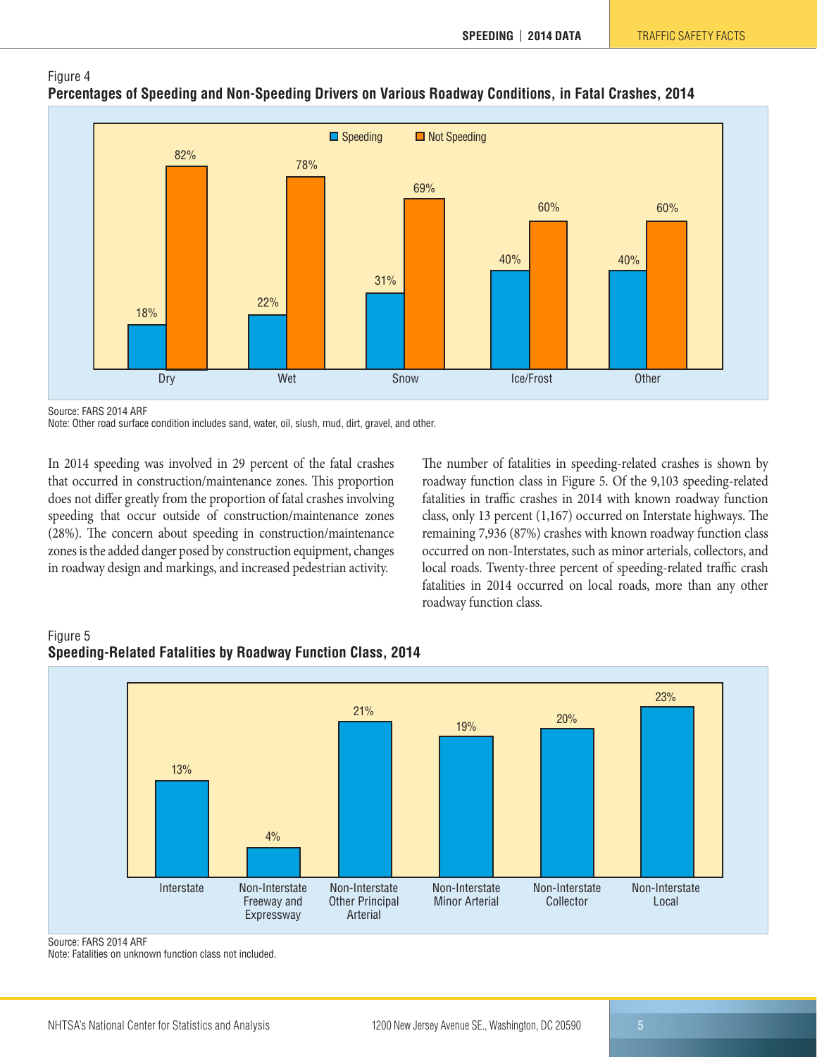Figure 4

**Percentages of Speeding and Non-Speeding Drivers on Various Roadway Conditions, in Fatal Crashes, 2014**

| Roadway Condition | Speeding | Not Speeding |
|---|---|---|
| Dry | 18% | 82% |
| Wet | 22% | 78% |
| Snow | 31% | 69% |
| Ice/Frost | 40% | 60% |
| Other | 40% | 60% |

Source: FARS 2014 ARF

Note: Other road surface condition includes sand, water, oil, slush, mud, dirt, gravel, and other.

In 2014 speeding was involved in 29 percent of the fatal crashes that occurred in construction/maintenance zones. This proportion does not differ greatly from the proportion of fatal crashes involving speeding that occur outside of construction/maintenance zones (28%). The concern about speeding in construction/maintenance zones is the added danger posed by construction equipment, changes in roadway design and markings, and increased pedestrian activity.

The number of fatalities in speeding-related crashes is shown by roadway function class in Figure 5. Of the 9,103 speeding-related fatalities in traffic crashes in 2014 with known roadway function class, only 13 percent (1,167) occurred on Interstate highways. The remaining 7,936 (87%) crashes with known roadway function class occurred on non-Interstates, such as minor arterials, collectors, and local roads. Twenty-three percent of speeding-related traffic crash fatalities in 2014 occurred on local roads, more than any other roadway function class.

Figure 5

**Speeding-Related Fatalities by Roadway Function Class, 2014**

| Roadway Function Class | Percent |
|---|---|
| Interstate | 13% |
| Non-Interstate Freeway and Expressway | 4% |
| Non-Interstate Other Principal Arterial | 21% |
| Non-Interstate Minor Arterial | 19% |
| Non-Interstate Collector | 20% |
| Non-Interstate Local | 23% |

Source: FARS 2014 ARF

Note: Fatalities on unknown function class not included.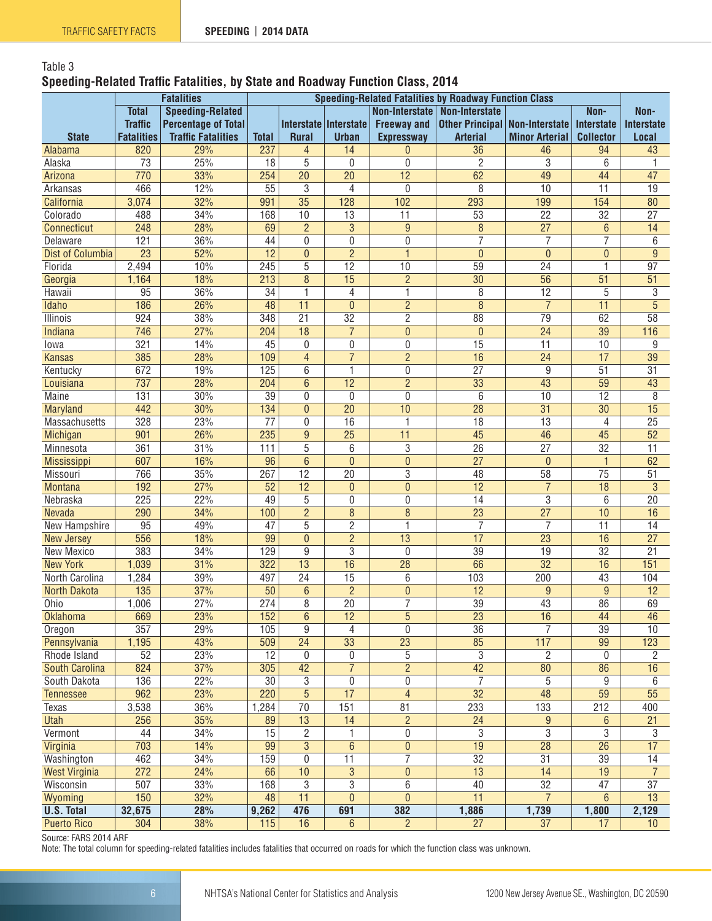Table 3

**Speeding-Related Traffic Fatalities, by State and Roadway Function Class, 2014**

| State | Fatalities | | Speeding-Related Fatalities by Roadway Function Class | | | | | | | |
|---|---|---|---|---|---|---|---|---|---|---|
| | Total Traffic Fatalities | Speeding-Related Percentage of Total Traffic Fatalities | Total | Interstate Rural | Interstate Urban | Non-Interstate Freeway and Expressway | Non-Interstate Other Principal Arterial | Non-Interstate Minor Arterial | Non-Interstate Collector | Non-Interstate Local |
| Alabama | 820 | 29% | 237 | 4 | 14 | 0 | 36 | 46 | 94 | 43 |
| Alaska | 73 | 25% | 18 | 5 | 0 | 0 | 2 | 3 | 6 | 1 |
| Arizona | 770 | 33% | 254 | 20 | 20 | 12 | 62 | 49 | 44 | 47 |
| Arkansas | 466 | 12% | 55 | 3 | 4 | 0 | 8 | 10 | 11 | 19 |
| California | 3,074 | 32% | 991 | 35 | 128 | 102 | 293 | 199 | 154 | 80 |
| Colorado | 488 | 34% | 168 | 10 | 13 | 11 | 53 | 22 | 32 | 27 |
| Connecticut | 248 | 28% | 69 | 2 | 3 | 9 | 8 | 27 | 6 | 14 |
| Delaware | 121 | 36% | 44 | 0 | 0 | 0 | 7 | 7 | 7 | 6 |
| Dist of Columbia | 23 | 52% | 12 | 0 | 2 | 1 | 0 | 0 | 0 | 9 |
| Florida | 2,494 | 10% | 245 | 5 | 12 | 10 | 59 | 24 | 1 | 97 |
| Georgia | 1,164 | 18% | 213 | 8 | 15 | 2 | 30 | 56 | 51 | 51 |
| Hawaii | 95 | 36% | 34 | 1 | 4 | 1 | 8 | 12 | 5 | 3 |
| Idaho | 186 | 26% | 48 | 11 | 0 | 2 | 8 | 7 | 11 | 5 |
| Illinois | 924 | 38% | 348 | 21 | 32 | 2 | 88 | 79 | 62 | 58 |
| Indiana | 746 | 27% | 204 | 18 | 7 | 0 | 0 | 24 | 39 | 116 |
| Iowa | 321 | 14% | 45 | 0 | 0 | 0 | 15 | 11 | 10 | 9 |
| Kansas | 385 | 28% | 109 | 4 | 7 | 2 | 16 | 24 | 17 | 39 |
| Kentucky | 672 | 19% | 125 | 6 | 1 | 0 | 27 | 9 | 51 | 31 |
| Louisiana | 737 | 28% | 204 | 6 | 12 | 2 | 33 | 43 | 59 | 43 |
| Maine | 131 | 30% | 39 | 0 | 0 | 0 | 6 | 10 | 12 | 8 |
| Maryland | 442 | 30% | 134 | 0 | 20 | 10 | 28 | 31 | 30 | 15 |
| Massachusetts | 328 | 23% | 77 | 0 | 16 | 1 | 18 | 13 | 4 | 25 |
| Michigan | 901 | 26% | 235 | 9 | 25 | 11 | 45 | 46 | 45 | 52 |
| Minnesota | 361 | 31% | 111 | 5 | 6 | 3 | 26 | 27 | 32 | 11 |
| Mississippi | 607 | 16% | 96 | 6 | 0 | 0 | 27 | 0 | 1 | 62 |
| Missouri | 766 | 35% | 267 | 12 | 20 | 3 | 48 | 58 | 75 | 51 |
| Montana | 192 | 27% | 52 | 12 | 0 | 0 | 12 | 7 | 18 | 3 |
| Nebraska | 225 | 22% | 49 | 5 | 0 | 0 | 14 | 3 | 6 | 20 |
| Nevada | 290 | 34% | 100 | 2 | 8 | 8 | 23 | 27 | 10 | 16 |
| New Hampshire | 95 | 49% | 47 | 5 | 2 | 1 | 7 | 7 | 11 | 14 |
| New Jersey | 556 | 18% | 99 | 0 | 2 | 13 | 17 | 23 | 16 | 27 |
| New Mexico | 383 | 34% | 129 | 9 | 3 | 0 | 39 | 19 | 32 | 21 |
| New York | 1,039 | 31% | 322 | 13 | 16 | 28 | 66 | 32 | 16 | 151 |
| North Carolina | 1,284 | 39% | 497 | 24 | 15 | 6 | 103 | 200 | 43 | 104 |
| North Dakota | 135 | 37% | 50 | 6 | 2 | 0 | 12 | 9 | 9 | 12 |
| Ohio | 1,006 | 27% | 274 | 8 | 20 | 7 | 39 | 43 | 86 | 69 |
| Oklahoma | 669 | 23% | 152 | 6 | 12 | 5 | 23 | 16 | 44 | 46 |
| Oregon | 357 | 29% | 105 | 9 | 4 | 0 | 36 | 7 | 39 | 10 |
| Pennsylvania | 1,195 | 43% | 509 | 24 | 33 | 23 | 85 | 117 | 99 | 123 |
| Rhode Island | 52 | 23% | 12 | 0 | 0 | 5 | 3 | 2 | 0 | 2 |
| South Carolina | 824 | 37% | 305 | 42 | 7 | 2 | 42 | 80 | 86 | 16 |
| South Dakota | 136 | 22% | 30 | 3 | 0 | 0 | 7 | 5 | 9 | 6 |
| Tennessee | 962 | 23% | 220 | 5 | 17 | 4 | 32 | 48 | 59 | 55 |
| Texas | 3,538 | 36% | 1,284 | 70 | 151 | 81 | 233 | 133 | 212 | 400 |
| Utah | 256 | 35% | 89 | 13 | 14 | 2 | 24 | 9 | 6 | 21 |
| Vermont | 44 | 34% | 15 | 2 | 1 | 0 | 3 | 3 | 3 | 3 |
| Virginia | 703 | 14% | 99 | 3 | 6 | 0 | 19 | 28 | 26 | 17 |
| Washington | 462 | 34% | 159 | 0 | 11 | 7 | 32 | 31 | 39 | 14 |
| West Virginia | 272 | 24% | 66 | 10 | 3 | 0 | 13 | 14 | 19 | 7 |
| Wisconsin | 507 | 33% | 168 | 3 | 3 | 6 | 40 | 32 | 47 | 37 |
| Wyoming | 150 | 32% | 48 | 11 | 0 | 0 | 11 | 7 | 6 | 13 |
| **U.S. Total** | **32,675** | **28%** | **9,262** | **476** | **691** | **382** | **1,886** | **1,739** | **1,800** | **2,129** |
| Puerto Rico | 304 | 38% | 115 | 16 | 6 | 2 | 27 | 37 | 17 | 10 |

Source: FARS 2014 ARF

Note: The total column for speeding-related fatalities includes fatalities that occurred on roads for which the function class was unknown.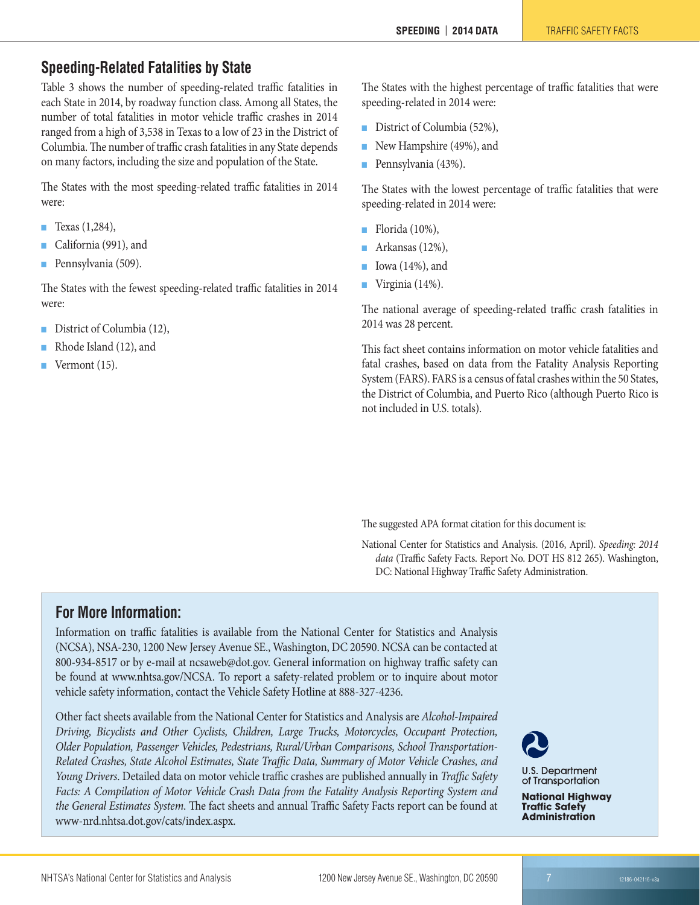## Speeding-Related Fatalities by State

Table 3 shows the number of speeding-related traffic fatalities in each State in 2014, by roadway function class. Among all States, the number of total fatalities in motor vehicle traffic crashes in 2014 ranged from a high of 3,538 in Texas to a low of 23 in the District of Columbia. The number of traffic crash fatalities in any State depends on many factors, including the size and population of the State.

The States with the most speeding-related traffic fatalities in 2014 were:

- Texas (1,284),
- California (991), and
- Pennsylvania (509).

The States with the fewest speeding-related traffic fatalities in 2014 were:

- District of Columbia (12),
- Rhode Island (12), and
- Vermont (15).

The States with the highest percentage of traffic fatalities that were speeding-related in 2014 were:

- District of Columbia (52%),
- New Hampshire (49%), and
- Pennsylvania (43%).

The States with the lowest percentage of traffic fatalities that were speeding-related in 2014 were:

- Florida (10%),
- Arkansas (12%),
- Iowa (14%), and
- Virginia (14%).

The national average of speeding-related traffic crash fatalities in 2014 was 28 percent.

This fact sheet contains information on motor vehicle fatalities and fatal crashes, based on data from the Fatality Analysis Reporting System (FARS). FARS is a census of fatal crashes within the 50 States, the District of Columbia, and Puerto Rico (although Puerto Rico is not included in U.S. totals).

The suggested APA format citation for this document is:

National Center for Statistics and Analysis. (2016, April). *Speeding: 2014 data* (Traffic Safety Facts. Report No. DOT HS 812 265). Washington, DC: National Highway Traffic Safety Administration.

## For More Information:

Information on traffic fatalities is available from the National Center for Statistics and Analysis (NCSA), NSA-230, 1200 New Jersey Avenue SE., Washington, DC 20590. NCSA can be contacted at 800-934-8517 or by e-mail at ncsaweb@dot.gov. General information on highway traffic safety can be found at www.nhtsa.gov/NCSA. To report a safety-related problem or to inquire about motor vehicle safety information, contact the Vehicle Safety Hotline at 888-327-4236.

Other fact sheets available from the National Center for Statistics and Analysis are *Alcohol-Impaired Driving, Bicyclists and Other Cyclists, Children, Large Trucks, Motorcycles, Occupant Protection, Older Population, Passenger Vehicles, Pedestrians, Rural/Urban Comparisons, School Transportation-Related Crashes, State Alcohol Estimates, State Traffic Data, Summary of Motor Vehicle Crashes, and Young Drivers*. Detailed data on motor vehicle traffic crashes are published annually in *Traffic Safety Facts: A Compilation of Motor Vehicle Crash Data from the Fatality Analysis Reporting System and the General Estimates System*. The fact sheets and annual Traffic Safety Facts report can be found at www-nrd.nhtsa.dot.gov/cats/index.aspx.

U.S. Department of Transportation

**National Highway Traffic Safety Administration**